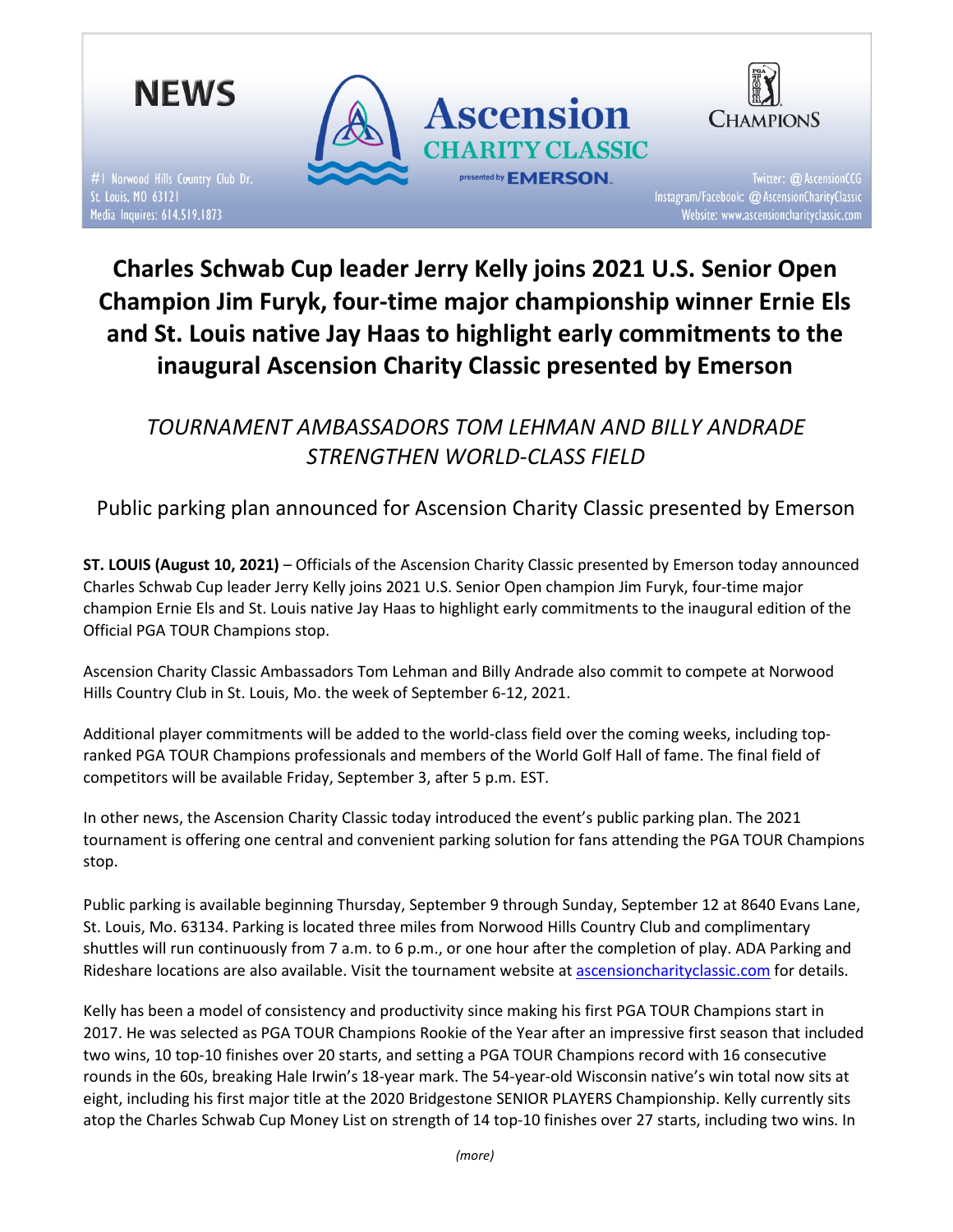NEWS

#1 Norwood Hills Country Club Dr.
St. Louis, MO 63121
Media Inquires: 614.519.1873

Ascension CHARITY CLASSIC presented by EMERSON

CHAMPIONS

Twitter: @AscensionCCG
Instagram/Facebook: @AscensionCharityClassic
Website: www.ascensioncharityclassic.com

# Charles Schwab Cup leader Jerry Kelly joins 2021 U.S. Senior Open Champion Jim Furyk, four-time major championship winner Ernie Els and St. Louis native Jay Haas to highlight early commitments to the inaugural Ascension Charity Classic presented by Emerson

## *TOURNAMENT AMBASSADORS TOM LEHMAN AND BILLY ANDRADE STRENGTHEN WORLD-CLASS FIELD*

Public parking plan announced for Ascension Charity Classic presented by Emerson

**ST. LOUIS (August 10, 2021)** – Officials of the Ascension Charity Classic presented by Emerson today announced Charles Schwab Cup leader Jerry Kelly joins 2021 U.S. Senior Open champion Jim Furyk, four-time major champion Ernie Els and St. Louis native Jay Haas to highlight early commitments to the inaugural edition of the Official PGA TOUR Champions stop.

Ascension Charity Classic Ambassadors Tom Lehman and Billy Andrade also commit to compete at Norwood Hills Country Club in St. Louis, Mo. the week of September 6-12, 2021.

Additional player commitments will be added to the world-class field over the coming weeks, including top-ranked PGA TOUR Champions professionals and members of the World Golf Hall of fame. The final field of competitors will be available Friday, September 3, after 5 p.m. EST.

In other news, the Ascension Charity Classic today introduced the event's public parking plan. The 2021 tournament is offering one central and convenient parking solution for fans attending the PGA TOUR Champions stop.

Public parking is available beginning Thursday, September 9 through Sunday, September 12 at 8640 Evans Lane, St. Louis, Mo. 63134. Parking is located three miles from Norwood Hills Country Club and complimentary shuttles will run continuously from 7 a.m. to 6 p.m., or one hour after the completion of play. ADA Parking and Rideshare locations are also available. Visit the tournament website at ascensioncharityclassic.com for details.

Kelly has been a model of consistency and productivity since making his first PGA TOUR Champions start in 2017. He was selected as PGA TOUR Champions Rookie of the Year after an impressive first season that included two wins, 10 top-10 finishes over 20 starts, and setting a PGA TOUR Champions record with 16 consecutive rounds in the 60s, breaking Hale Irwin's 18-year mark. The 54-year-old Wisconsin native's win total now sits at eight, including his first major title at the 2020 Bridgestone SENIOR PLAYERS Championship. Kelly currently sits atop the Charles Schwab Cup Money List on strength of 14 top-10 finishes over 27 starts, including two wins. In

*(more)*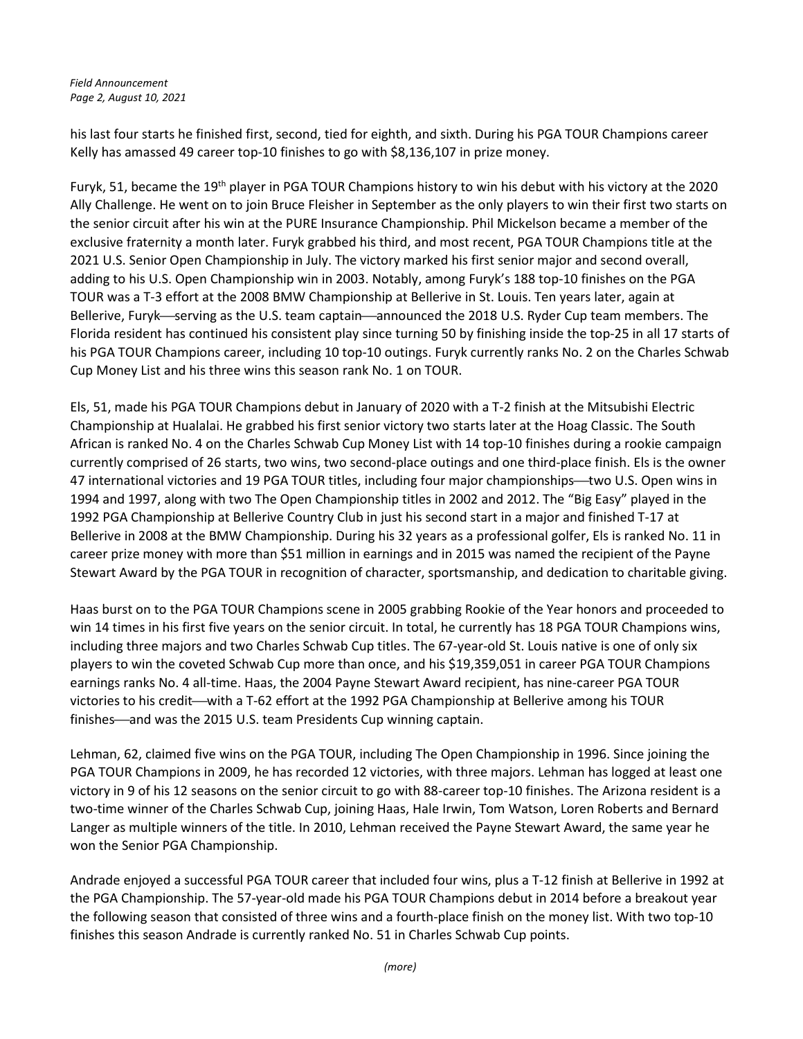his last four starts he finished first, second, tied for eighth, and sixth. During his PGA TOUR Champions career Kelly has amassed 49 career top-10 finishes to go with $8,136,107 in prize money.

Furyk, 51, became the 19th player in PGA TOUR Champions history to win his debut with his victory at the 2020 Ally Challenge. He went on to join Bruce Fleisher in September as the only players to win their first two starts on the senior circuit after his win at the PURE Insurance Championship. Phil Mickelson became a member of the exclusive fraternity a month later. Furyk grabbed his third, and most recent, PGA TOUR Champions title at the 2021 U.S. Senior Open Championship in July. The victory marked his first senior major and second overall, adding to his U.S. Open Championship win in 2003. Notably, among Furyk's 188 top-10 finishes on the PGA TOUR was a T-3 effort at the 2008 BMW Championship at Bellerive in St. Louis. Ten years later, again at Bellerive, Furyk—serving as the U.S. team captain—announced the 2018 U.S. Ryder Cup team members. The Florida resident has continued his consistent play since turning 50 by finishing inside the top-25 in all 17 starts of his PGA TOUR Champions career, including 10 top-10 outings. Furyk currently ranks No. 2 on the Charles Schwab Cup Money List and his three wins this season rank No. 1 on TOUR.

Els, 51, made his PGA TOUR Champions debut in January of 2020 with a T-2 finish at the Mitsubishi Electric Championship at Hualalai. He grabbed his first senior victory two starts later at the Hoag Classic. The South African is ranked No. 4 on the Charles Schwab Cup Money List with 14 top-10 finishes during a rookie campaign currently comprised of 26 starts, two wins, two second-place outings and one third-place finish. Els is the owner 47 international victories and 19 PGA TOUR titles, including four major championships—two U.S. Open wins in 1994 and 1997, along with two The Open Championship titles in 2002 and 2012. The "Big Easy" played in the 1992 PGA Championship at Bellerive Country Club in just his second start in a major and finished T-17 at Bellerive in 2008 at the BMW Championship. During his 32 years as a professional golfer, Els is ranked No. 11 in career prize money with more than $51 million in earnings and in 2015 was named the recipient of the Payne Stewart Award by the PGA TOUR in recognition of character, sportsmanship, and dedication to charitable giving.

Haas burst on to the PGA TOUR Champions scene in 2005 grabbing Rookie of the Year honors and proceeded to win 14 times in his first five years on the senior circuit. In total, he currently has 18 PGA TOUR Champions wins, including three majors and two Charles Schwab Cup titles. The 67-year-old St. Louis native is one of only six players to win the coveted Schwab Cup more than once, and his $19,359,051 in career PGA TOUR Champions earnings ranks No. 4 all-time. Haas, the 2004 Payne Stewart Award recipient, has nine-career PGA TOUR victories to his credit—with a T-62 effort at the 1992 PGA Championship at Bellerive among his TOUR finishes—and was the 2015 U.S. team Presidents Cup winning captain.

Lehman, 62, claimed five wins on the PGA TOUR, including The Open Championship in 1996. Since joining the PGA TOUR Champions in 2009, he has recorded 12 victories, with three majors. Lehman has logged at least one victory in 9 of his 12 seasons on the senior circuit to go with 88-career top-10 finishes. The Arizona resident is a two-time winner of the Charles Schwab Cup, joining Haas, Hale Irwin, Tom Watson, Loren Roberts and Bernard Langer as multiple winners of the title. In 2010, Lehman received the Payne Stewart Award, the same year he won the Senior PGA Championship.

Andrade enjoyed a successful PGA TOUR career that included four wins, plus a T-12 finish at Bellerive in 1992 at the PGA Championship. The 57-year-old made his PGA TOUR Champions debut in 2014 before a breakout year the following season that consisted of three wins and a fourth-place finish on the money list. With two top-10 finishes this season Andrade is currently ranked No. 51 in Charles Schwab Cup points.

*(more)*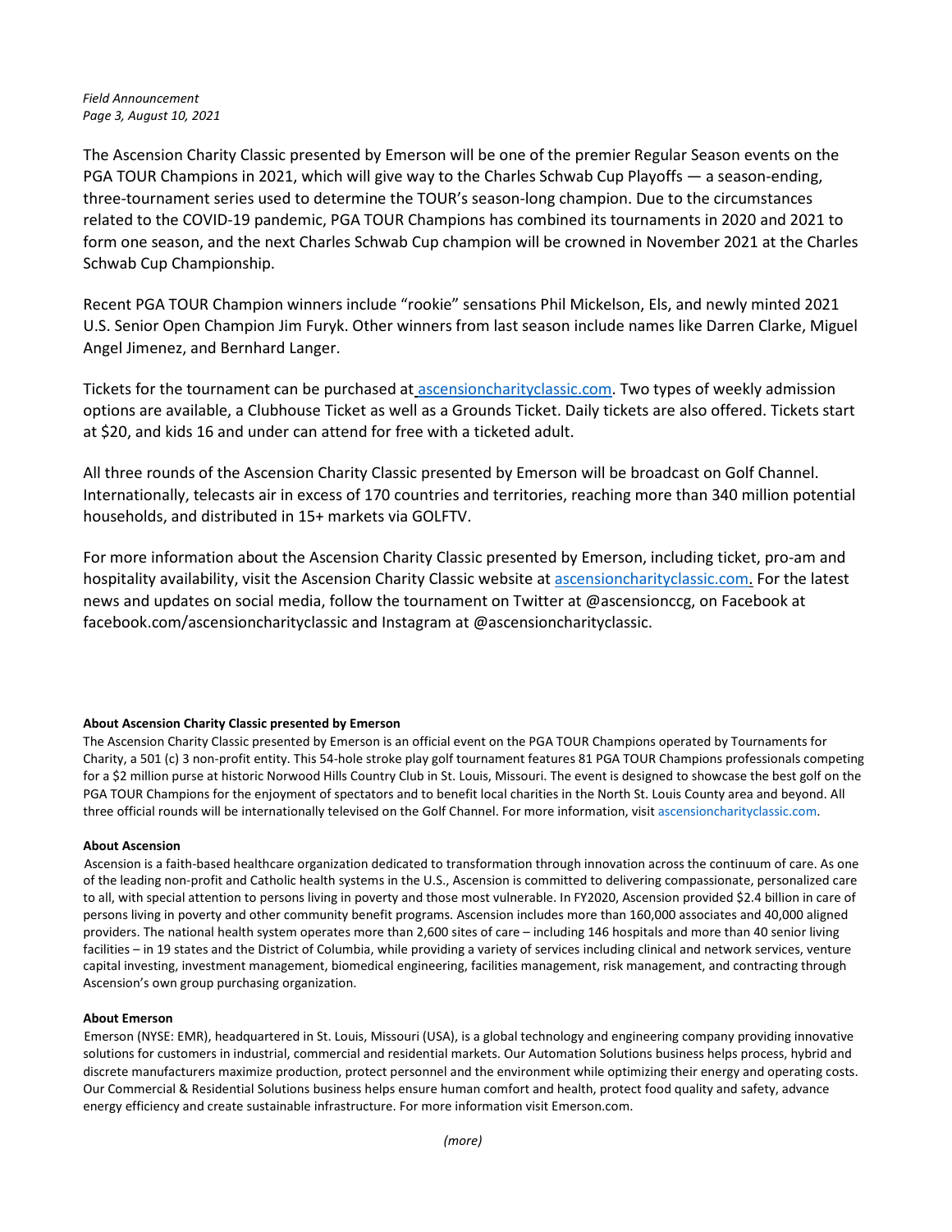The Ascension Charity Classic presented by Emerson will be one of the premier Regular Season events on the PGA TOUR Champions in 2021, which will give way to the Charles Schwab Cup Playoffs — a season-ending, three-tournament series used to determine the TOUR's season-long champion. Due to the circumstances related to the COVID-19 pandemic, PGA TOUR Champions has combined its tournaments in 2020 and 2021 to form one season, and the next Charles Schwab Cup champion will be crowned in November 2021 at the Charles Schwab Cup Championship.

Recent PGA TOUR Champion winners include "rookie" sensations Phil Mickelson, Els, and newly minted 2021 U.S. Senior Open Champion Jim Furyk. Other winners from last season include names like Darren Clarke, Miguel Angel Jimenez, and Bernhard Langer.

Tickets for the tournament can be purchased at ascensioncharityclassic.com. Two types of weekly admission options are available, a Clubhouse Ticket as well as a Grounds Ticket. Daily tickets are also offered. Tickets start at $20, and kids 16 and under can attend for free with a ticketed adult.

All three rounds of the Ascension Charity Classic presented by Emerson will be broadcast on Golf Channel. Internationally, telecasts air in excess of 170 countries and territories, reaching more than 340 million potential households, and distributed in 15+ markets via GOLFTV.

For more information about the Ascension Charity Classic presented by Emerson, including ticket, pro-am and hospitality availability, visit the Ascension Charity Classic website at ascensioncharityclassic.com. For the latest news and updates on social media, follow the tournament on Twitter at @ascensionccg, on Facebook at facebook.com/ascensioncharityclassic and Instagram at @ascensioncharityclassic.

**About Ascension Charity Classic presented by Emerson**

The Ascension Charity Classic presented by Emerson is an official event on the PGA TOUR Champions operated by Tournaments for Charity, a 501 (c) 3 non-profit entity. This 54-hole stroke play golf tournament features 81 PGA TOUR Champions professionals competing for a $2 million purse at historic Norwood Hills Country Club in St. Louis, Missouri. The event is designed to showcase the best golf on the PGA TOUR Champions for the enjoyment of spectators and to benefit local charities in the North St. Louis County area and beyond. All three official rounds will be internationally televised on the Golf Channel. For more information, visit ascensioncharityclassic.com.

**About Ascension**

Ascension is a faith-based healthcare organization dedicated to transformation through innovation across the continuum of care. As one of the leading non-profit and Catholic health systems in the U.S., Ascension is committed to delivering compassionate, personalized care to all, with special attention to persons living in poverty and those most vulnerable. In FY2020, Ascension provided $2.4 billion in care of persons living in poverty and other community benefit programs. Ascension includes more than 160,000 associates and 40,000 aligned providers. The national health system operates more than 2,600 sites of care – including 146 hospitals and more than 40 senior living facilities – in 19 states and the District of Columbia, while providing a variety of services including clinical and network services, venture capital investing, investment management, biomedical engineering, facilities management, risk management, and contracting through Ascension's own group purchasing organization.

**About Emerson**

Emerson (NYSE: EMR), headquartered in St. Louis, Missouri (USA), is a global technology and engineering company providing innovative solutions for customers in industrial, commercial and residential markets. Our Automation Solutions business helps process, hybrid and discrete manufacturers maximize production, protect personnel and the environment while optimizing their energy and operating costs. Our Commercial & Residential Solutions business helps ensure human comfort and health, protect food quality and safety, advance energy efficiency and create sustainable infrastructure. For more information visit Emerson.com.

*(more)*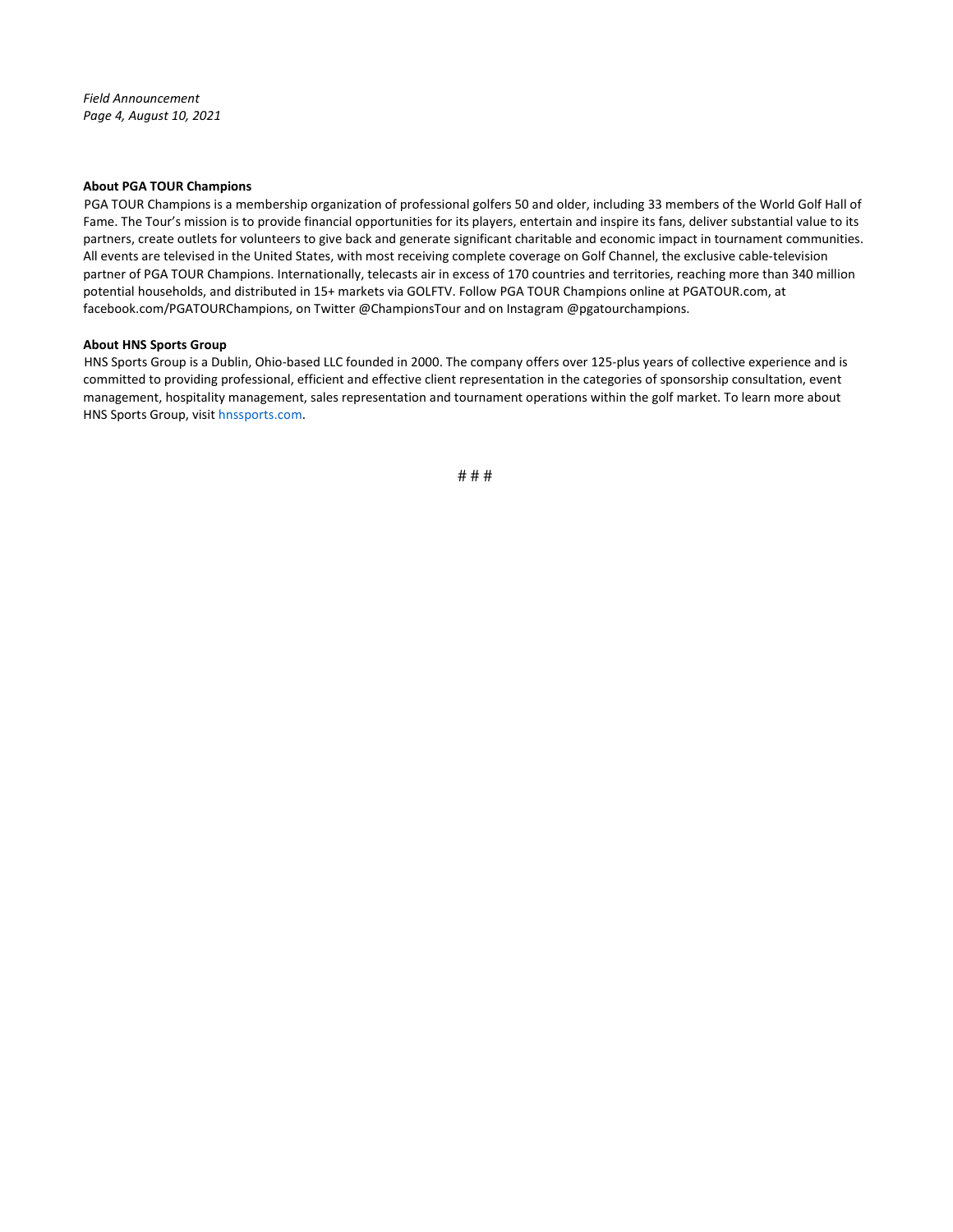**About PGA TOUR Champions**

PGA TOUR Champions is a membership organization of professional golfers 50 and older, including 33 members of the World Golf Hall of Fame. The Tour's mission is to provide financial opportunities for its players, entertain and inspire its fans, deliver substantial value to its partners, create outlets for volunteers to give back and generate significant charitable and economic impact in tournament communities. All events are televised in the United States, with most receiving complete coverage on Golf Channel, the exclusive cable-television partner of PGA TOUR Champions. Internationally, telecasts air in excess of 170 countries and territories, reaching more than 340 million potential households, and distributed in 15+ markets via GOLFTV. Follow PGA TOUR Champions online at PGATOUR.com, at facebook.com/PGATOURChampions, on Twitter @ChampionsTour and on Instagram @pgatourchampions.

**About HNS Sports Group**

HNS Sports Group is a Dublin, Ohio-based LLC founded in 2000. The company offers over 125-plus years of collective experience and is committed to providing professional, efficient and effective client representation in the categories of sponsorship consultation, event management, hospitality management, sales representation and tournament operations within the golf market. To learn more about HNS Sports Group, visit hnssports.com.

# # #